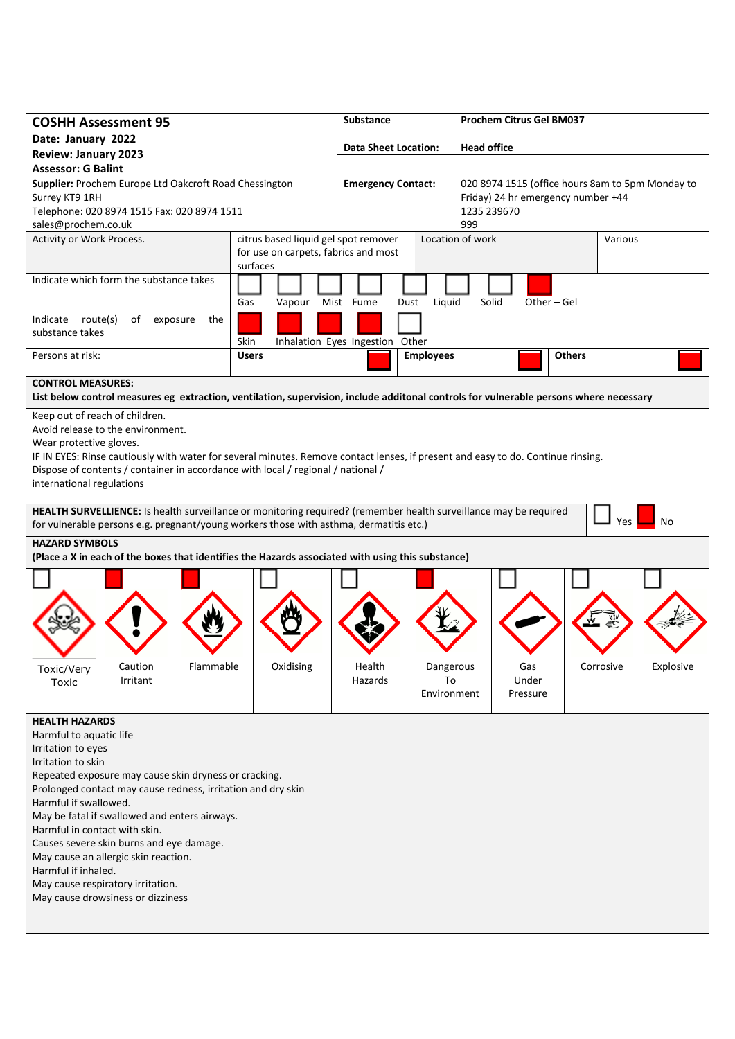| | | | |
|---|---|---|---|
| **COSHH Assessment 95**<br>**Date: January 2022**<br>**Review: January 2023**<br>**Assessor: G Balint** | **Substance** | **Prochem Citrus Gel BM037** |
| | **Data Sheet Location:** | **Head office** |
| **Supplier:** Prochem Europe Ltd Oakcroft Road Chessington Surrey KT9 1RH<br>Telephone: 020 8974 1515 Fax: 020 8974 1511<br>sales@prochem.co.uk | **Emergency Contact:** | 020 8974 1515 (office hours 8am to 5pm Monday to Friday) 24 hr emergency number +44 1235 239670<br>999 |

| | | | |
|---|---|---|---|
| Activity or Work Process. | citrus based liquid gel spot remover for use on carpets, fabrics and most surfaces | Location of work | Various |

| Indicate which form the substance takes | Gas | Vapour | Mist | Fume | Dust | Liquid | Solid | Other – Gel |
|---|---|---|---|---|---|---|---|---|
| | ☐ | ☐ | ☐ | ☐ | ☐ | ☐ | ☐ | ■ |

| Indicate route(s) of exposure the substance takes | Skin | Inhalation | Eyes | Ingestion | Other |
|---|---|---|---|---|---|
| | ■ | ■ | ■ | ■ | ☐ |

| Persons at risk: | Users | | Employees | | Others | |
|---|---|---|---|---|---|---|
| | | ■ | | ■ | | ■ |

**CONTROL MEASURES:**

**List below control measures eg extraction, ventilation, supervision, include additonal controls for vulnerable persons where necessary**

Keep out of reach of children.
Avoid release to the environment.
Wear protective gloves.
IF IN EYES: Rinse cautiously with water for several minutes. Remove contact lenses, if present and easy to do. Continue rinsing.
Dispose of contents / container in accordance with local / regional / national / international regulations

**HEALTH SURVELLIENCE:** Is health surveillance or monitoring required? (remember health surveillance may be required for vulnerable persons e.g. pregnant/young workers those with asthma, dermatitis etc.) ☐ Yes ■ No

**HAZARD SYMBOLS**

**(Place a X in each of the boxes that identifies the Hazards associated with using this substance)**

| Toxic/Very Toxic | Caution Irritant | Flammable | Oxidising | Health Hazards | Dangerous To Environment | Gas Under Pressure | Corrosive | Explosive |
|---|---|---|---|---|---|---|---|---|
| ☐ | ■ | ■ | ☐ | ☐ | ■ | ☐ | ☐ | ☐ |

**HEALTH HAZARDS**

Harmful to aquatic life
Irritation to eyes
Irritation to skin
Repeated exposure may cause skin dryness or cracking.
Prolonged contact may cause redness, irritation and dry skin
Harmful if swallowed.
May be fatal if swallowed and enters airways.
Harmful in contact with skin.
Causes severe skin burns and eye damage.
May cause an allergic skin reaction.
Harmful if inhaled.
May cause respiratory irritation.
May cause drowsiness or dizziness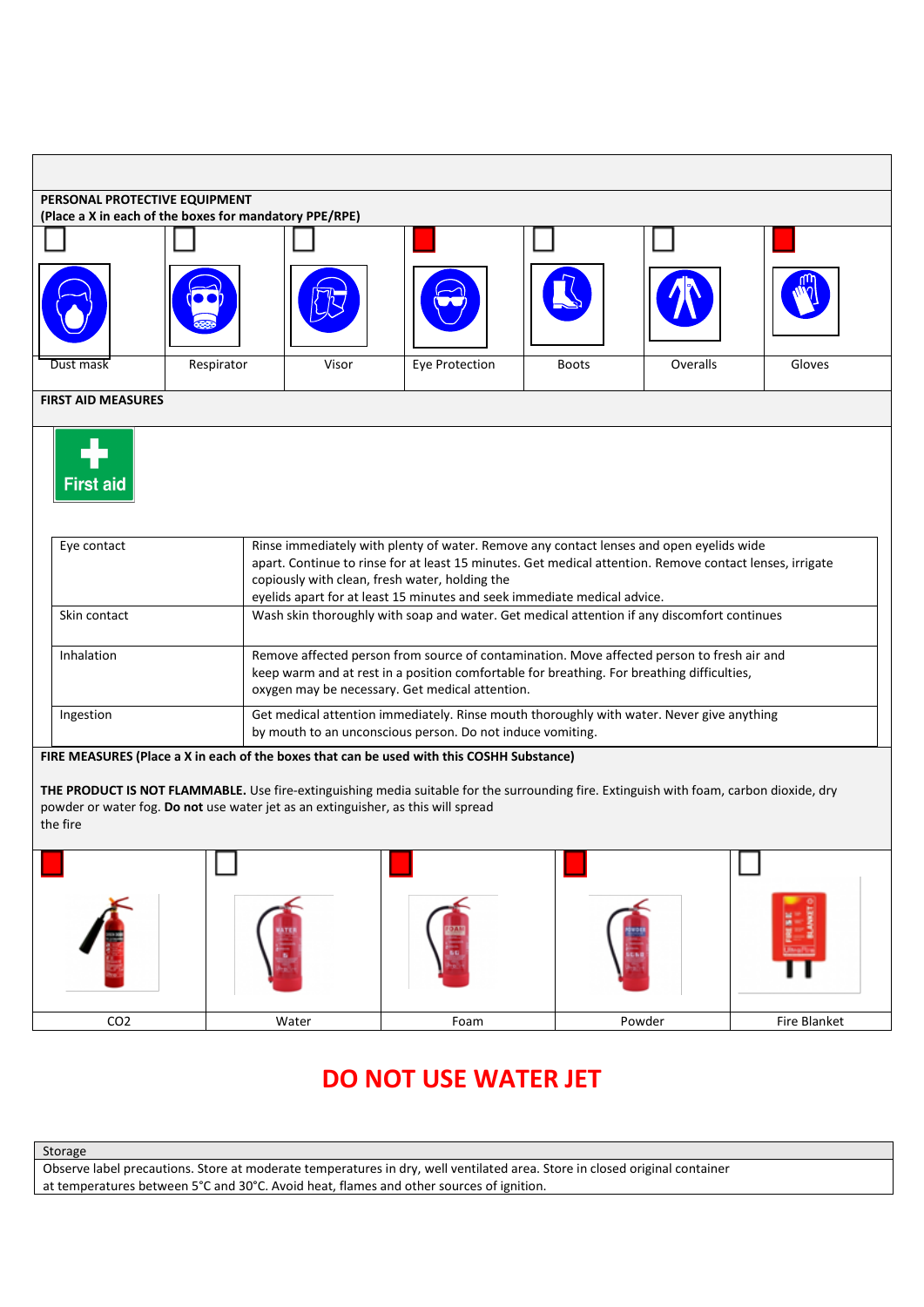## PERSONAL PROTECTIVE EQUIPMENT

**(Place a X in each of the boxes for mandatory PPE/RPE)**

| Dust mask | Respirator | Visor | Eye Protection | Boots | Overalls | Gloves |
|---|---|---|---|---|---|---|
| ☐ | ☐ | ☐ | ■ | ☐ | ☐ | ■ |

## FIRST AID MEASURES

First aid

| | |
|---|---|
| Eye contact | Rinse immediately with plenty of water. Remove any contact lenses and open eyelids wide apart. Continue to rinse for at least 15 minutes. Get medical attention. Remove contact lenses, irrigate copiously with clean, fresh water, holding the eyelids apart for at least 15 minutes and seek immediate medical advice. |
| Skin contact | Wash skin thoroughly with soap and water. Get medical attention if any discomfort continues |
| Inhalation | Remove affected person from source of contamination. Move affected person to fresh air and keep warm and at rest in a position comfortable for breathing. For breathing difficulties, oxygen may be necessary. Get medical attention. |
| Ingestion | Get medical attention immediately. Rinse mouth thoroughly with water. Never give anything by mouth to an unconscious person. Do not induce vomiting. |

## FIRE MEASURES (Place a X in each of the boxes that can be used with this COSHH Substance)

**THE PRODUCT IS NOT FLAMMABLE.** Use fire-extinguishing media suitable for the surrounding fire. Extinguish with foam, carbon dioxide, dry powder or water fog. **Do not** use water jet as an extinguisher, as this will spread the fire

| $CO_2$ | Water | Foam | Powder | Fire Blanket |
|---|---|---|---|---|
| ■ | ☐ | ■ | ■ | ☐ |

# DO NOT USE WATER JET

| Storage |
|---|
| Observe label precautions. Store at moderate temperatures in dry, well ventilated area. Store in closed original container at temperatures between 5°C and 30°C. Avoid heat, flames and other sources of ignition. |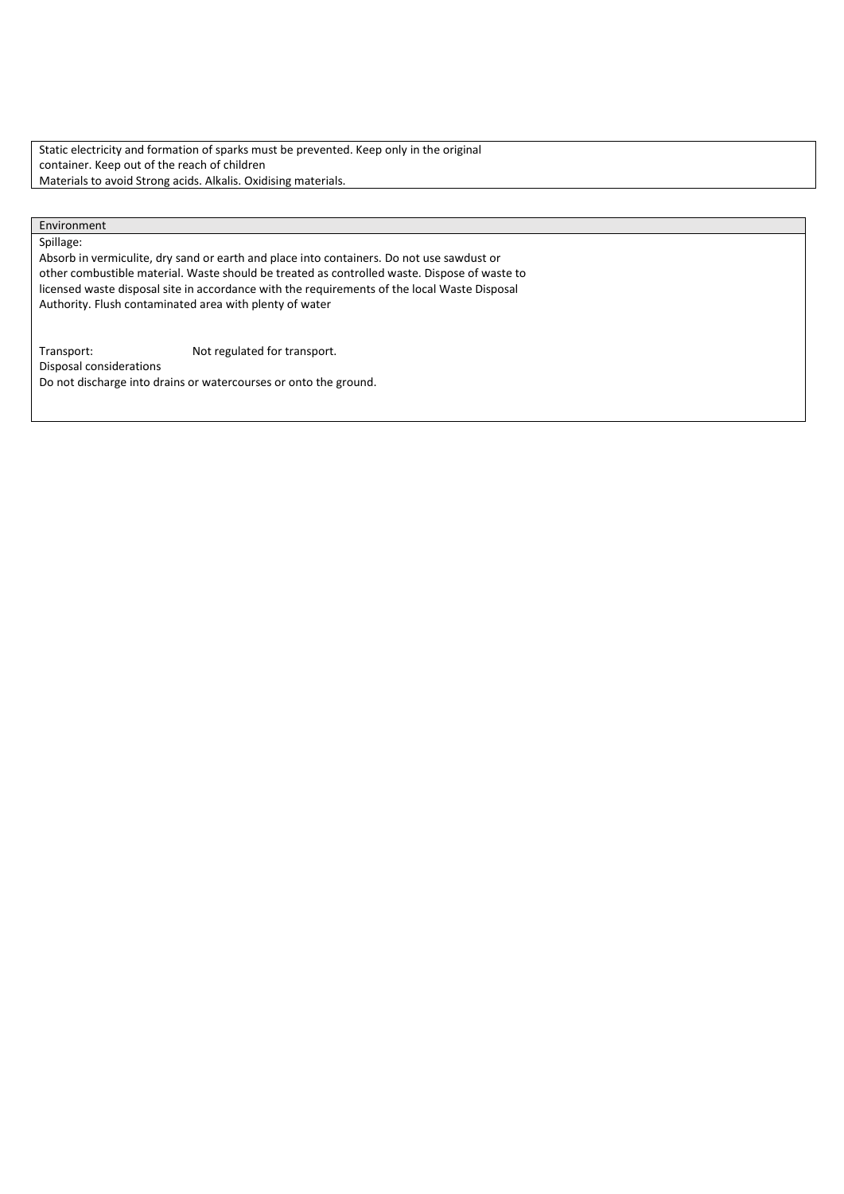Static electricity and formation of sparks must be prevented. Keep only in the original container. Keep out of the reach of children
Materials to avoid Strong acids. Alkalis. Oxidising materials.

## Environment

Spillage:
Absorb in vermiculite, dry sand or earth and place into containers. Do not use sawdust or other combustible material. Waste should be treated as controlled waste. Dispose of waste to licensed waste disposal site in accordance with the requirements of the local Waste Disposal Authority. Flush contaminated area with plenty of water

Transport: Not regulated for transport.

Disposal considerations
Do not discharge into drains or watercourses or onto the ground.